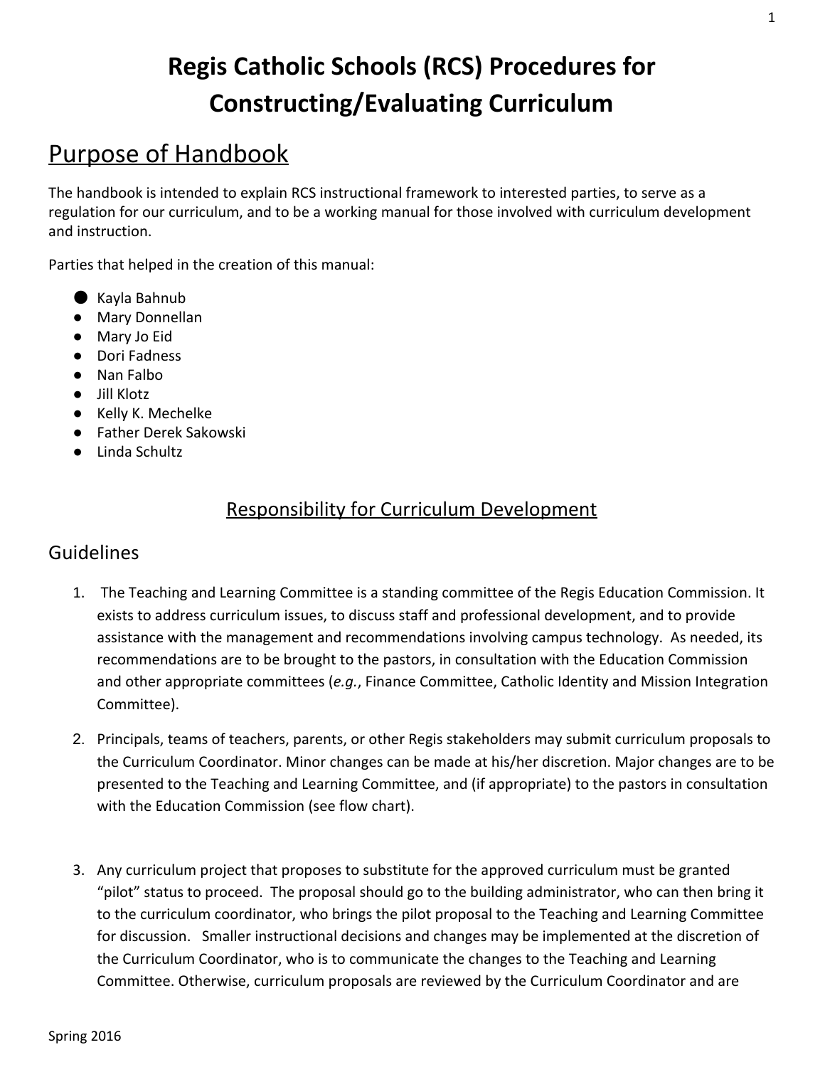# Regis Catholic Schools (RCS) Procedures for Constructing/Evaluating Curriculum

## Purpose of Handbook

The handbook is intended to explain RCS instructional framework to interested parties, to serve as a regulation for our curriculum, and to be a working manual for those involved with curriculum development and instruction.

Parties that helped in the creation of this manual:

- Kayla Bahnub
- Mary Donnellan
- Mary Jo Eid
- Dori Fadness
- Nan Falbo
- Jill Klotz
- Kelly K. Mechelke
- Father Derek Sakowski
- Linda Schultz

### Responsibility for Curriculum Development

## Guidelines

1. The Teaching and Learning Committee is a standing committee of the Regis Education Commission. It exists to address curriculum issues, to discuss staff and professional development, and to provide assistance with the management and recommendations involving campus technology. As needed, its recommendations are to be brought to the pastors, in consultation with the Education Commission and other appropriate committees (*e.g.*, Finance Committee, Catholic Identity and Mission Integration Committee).

2. Principals, teams of teachers, parents, or other Regis stakeholders may submit curriculum proposals to the Curriculum Coordinator. Minor changes can be made at his/her discretion. Major changes are to be presented to the Teaching and Learning Committee, and (if appropriate) to the pastors in consultation with the Education Commission (see flow chart).

3. Any curriculum project that proposes to substitute for the approved curriculum must be granted "pilot" status to proceed. The proposal should go to the building administrator, who can then bring it to the curriculum coordinator, who brings the pilot proposal to the Teaching and Learning Committee for discussion. Smaller instructional decisions and changes may be implemented at the discretion of the Curriculum Coordinator, who is to communicate the changes to the Teaching and Learning Committee. Otherwise, curriculum proposals are reviewed by the Curriculum Coordinator and are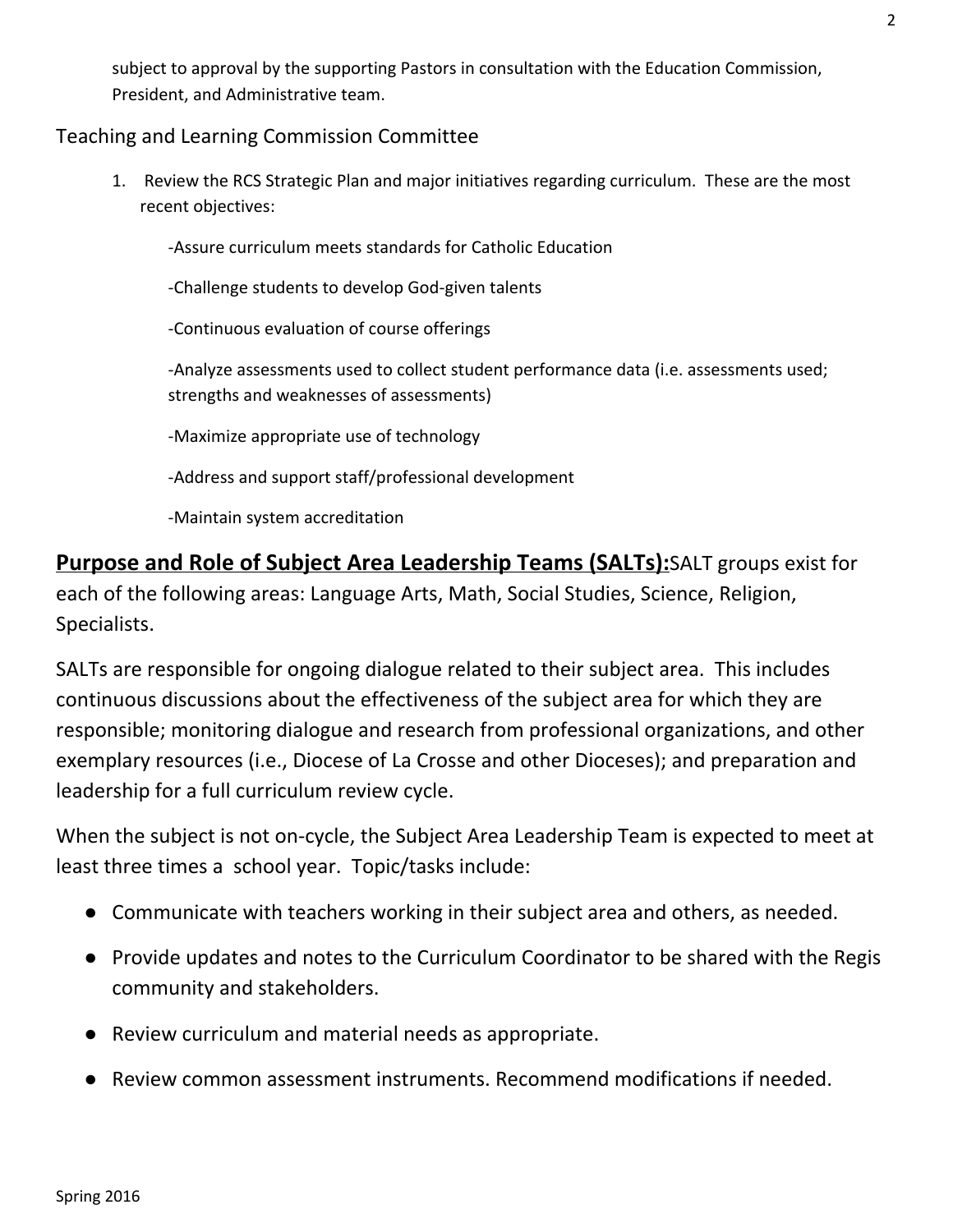subject to approval by the supporting Pastors in consultation with the Education Commission, President, and Administrative team.

## Teaching and Learning Commission Committee

1. Review the RCS Strategic Plan and major initiatives regarding curriculum. These are the most recent objectives:

   -Assure curriculum meets standards for Catholic Education

   -Challenge students to develop God-given talents

   -Continuous evaluation of course offerings

   -Analyze assessments used to collect student performance data (i.e. assessments used; strengths and weaknesses of assessments)

   -Maximize appropriate use of technology

   -Address and support staff/professional development

   -Maintain system accreditation

**Purpose and Role of Subject Area Leadership Teams (SALTs):** SALT groups exist for each of the following areas: Language Arts, Math, Social Studies, Science, Religion, Specialists.

SALTs are responsible for ongoing dialogue related to their subject area. This includes continuous discussions about the effectiveness of the subject area for which they are responsible; monitoring dialogue and research from professional organizations, and other exemplary resources (i.e., Diocese of La Crosse and other Dioceses); and preparation and leadership for a full curriculum review cycle.

When the subject is not on-cycle, the Subject Area Leadership Team is expected to meet at least three times a school year. Topic/tasks include:

- Communicate with teachers working in their subject area and others, as needed.
- Provide updates and notes to the Curriculum Coordinator to be shared with the Regis community and stakeholders.
- Review curriculum and material needs as appropriate.
- Review common assessment instruments. Recommend modifications if needed.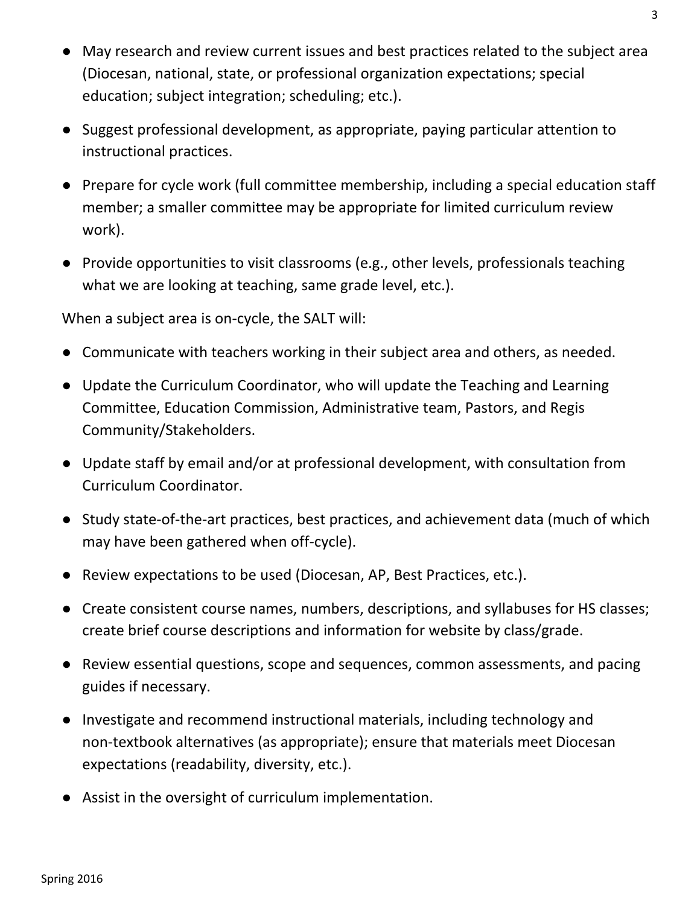- May research and review current issues and best practices related to the subject area (Diocesan, national, state, or professional organization expectations; special education; subject integration; scheduling; etc.).
- Suggest professional development, as appropriate, paying particular attention to instructional practices.
- Prepare for cycle work (full committee membership, including a special education staff member; a smaller committee may be appropriate for limited curriculum review work).
- Provide opportunities to visit classrooms (e.g., other levels, professionals teaching what we are looking at teaching, same grade level, etc.).

When a subject area is on-cycle, the SALT will:

- Communicate with teachers working in their subject area and others, as needed.
- Update the Curriculum Coordinator, who will update the Teaching and Learning Committee, Education Commission, Administrative team, Pastors, and Regis Community/Stakeholders.
- Update staff by email and/or at professional development, with consultation from Curriculum Coordinator.
- Study state-of-the-art practices, best practices, and achievement data (much of which may have been gathered when off-cycle).
- Review expectations to be used (Diocesan, AP, Best Practices, etc.).
- Create consistent course names, numbers, descriptions, and syllabuses for HS classes; create brief course descriptions and information for website by class/grade.
- Review essential questions, scope and sequences, common assessments, and pacing guides if necessary.
- Investigate and recommend instructional materials, including technology and non-textbook alternatives (as appropriate); ensure that materials meet Diocesan expectations (readability, diversity, etc.).
- Assist in the oversight of curriculum implementation.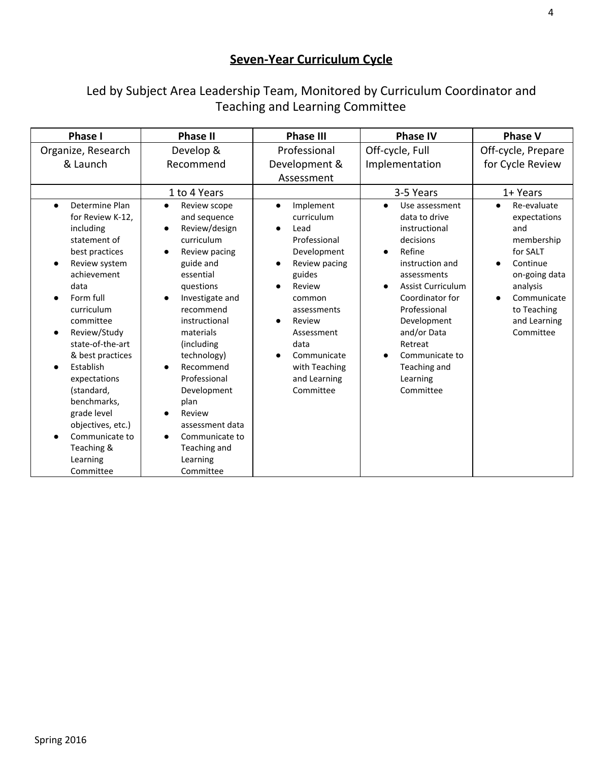## Seven-Year Curriculum Cycle

### Led by Subject Area Leadership Team, Monitored by Curriculum Coordinator and Teaching and Learning Committee

| Phase I | Phase II | Phase III | Phase IV | Phase V |
|---|---|---|---|---|
| Organize, Research & Launch | Develop & Recommend | Professional Development & Assessment | Off-cycle, Full Implementation | Off-cycle, Prepare for Cycle Review |
| | 1 to 4 Years | | 3-5 Years | 1+ Years |
| • Determine Plan for Review K-12, including statement of best practices<br>• Review system achievement data<br>• Form full curriculum committee<br>• Review/Study state-of-the-art & best practices<br>• Establish expectations (standard, benchmarks, grade level objectives, etc.)<br>• Communicate to Teaching & Learning Committee | • Review scope and sequence<br>• Review/design curriculum<br>• Review pacing guide and essential questions<br>• Investigate and recommend instructional materials (including technology)<br>• Recommend Professional Development plan<br>• Review assessment data<br>• Communicate to Teaching and Learning Committee | • Implement curriculum<br>• Lead Professional Development<br>• Review pacing guides<br>• Review common assessments<br>• Review Assessment data<br>• Communicate with Teaching and Learning Committee | • Use assessment data to drive instructional decisions<br>• Refine instruction and assessments<br>• Assist Curriculum Coordinator for Professional Development and/or Data Retreat<br>• Communicate to Teaching and Learning Committee | • Re-evaluate expectations and membership for SALT<br>• Continue on-going data analysis<br>• Communicate to Teaching and Learning Committee |

Spring 2016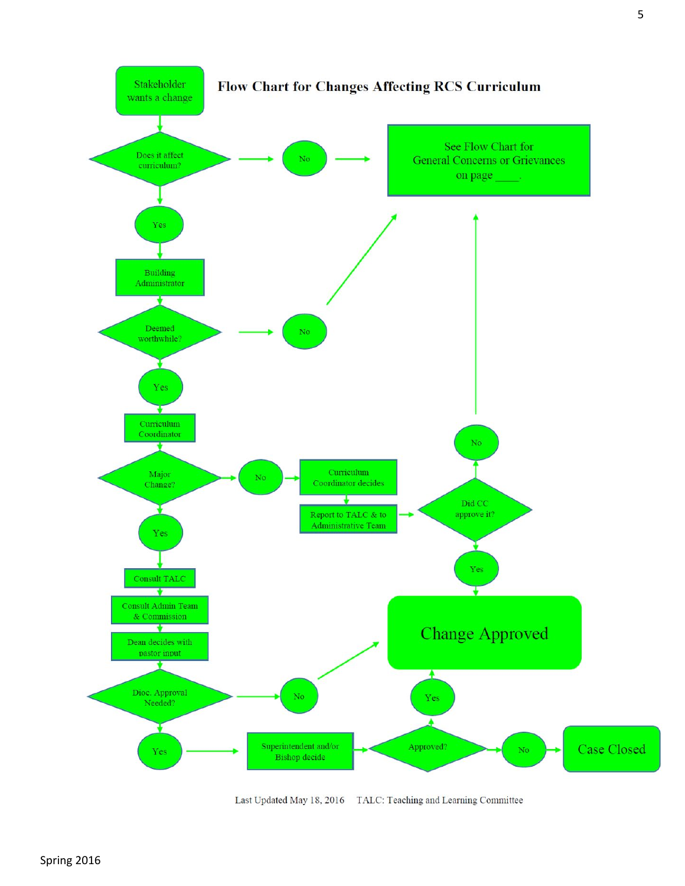# Flow Chart for Changes Affecting RCS Curriculum

Stakeholder wants a change

Does it affect curriculum?

No → See Flow Chart for General Concerns or Grievances on page ____.

Yes

Building Administrator

Deemed worthwhile?

No → See Flow Chart for General Concerns or Grievances on page ____.

Yes

Curriculum Coordinator

Major Change?

No → Curriculum Coordinator decides → Report to TALC & to Administrative Team → Did CC approve it?

- No → See Flow Chart for General Concerns or Grievances on page ____.
- Yes → Change Approved

Yes

Consult TALC

Consult Admin Team & Commission

Dean decides with pastor input

Dioc. Approval Needed?

No → Change Approved

Yes → Superintendent and/or Bishop decide → Approved?

- Yes → Change Approved
- No → Case Closed

Last Updated May 18, 2016 TALC: Teaching and Learning Committee

Spring 2016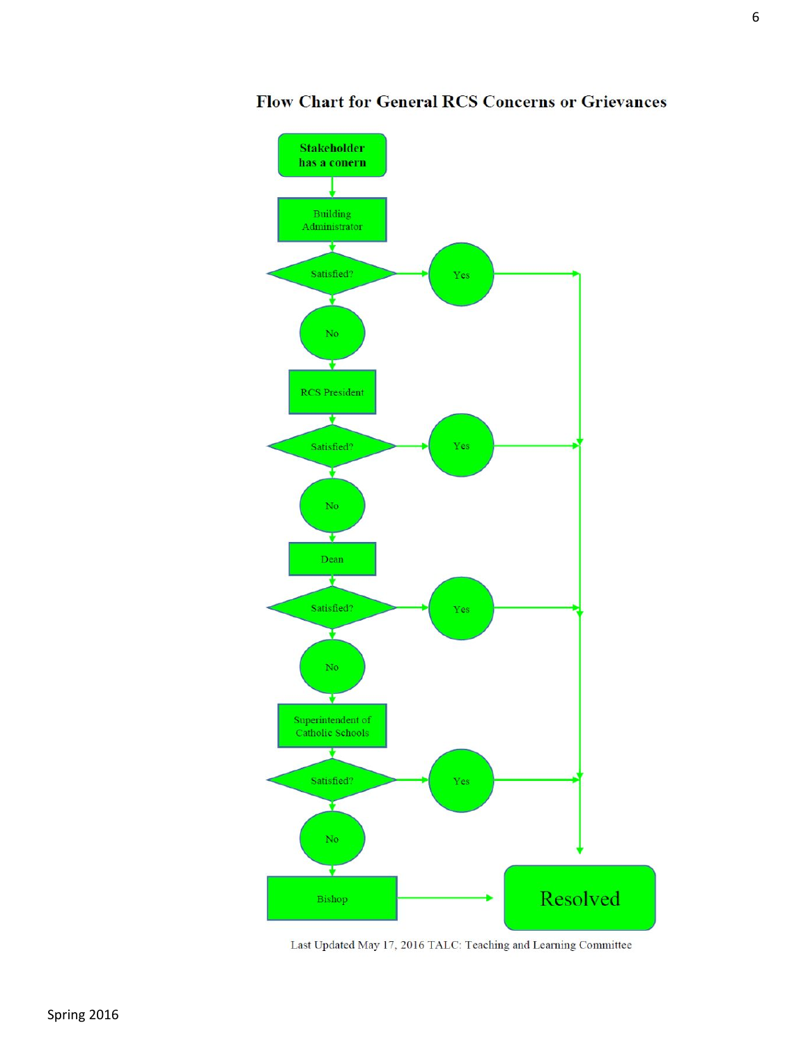# Flow Chart for General RCS Concerns or Grievances

Stakeholder has a conern

Building Administrator

Satisfied?

Yes

No

RCS President

Satisfied?

Yes

No

Dean

Satisfied?

Yes

No

Superintendent of Catholic Schools

Satisfied?

Yes

No

Bishop

Resolved

Last Updated May 17, 2016 TALC: Teaching and Learning Committee

Spring 2016